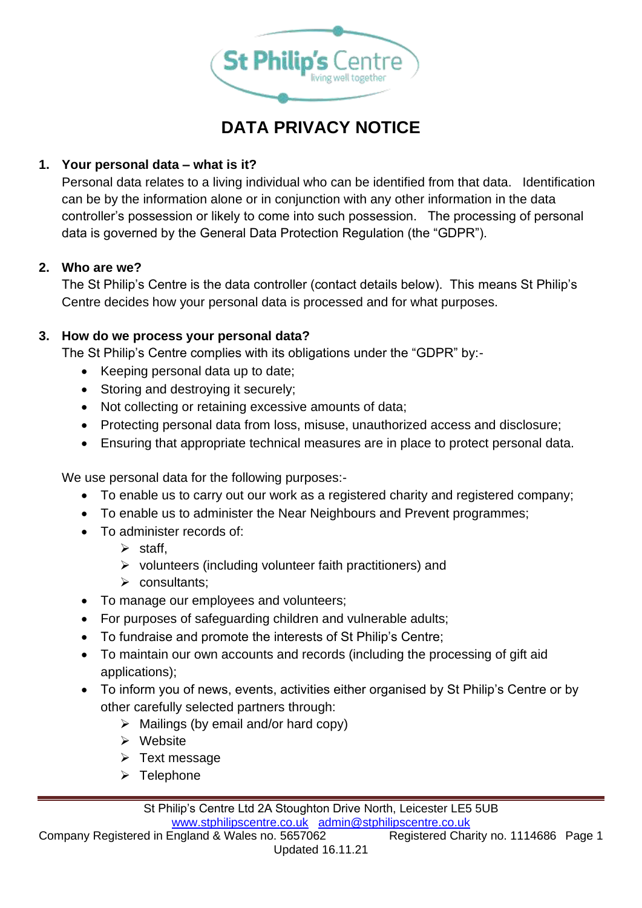# DATA PRIVACY NOTICE

## 1. Your personal data – what is it?

Personal data relates to a living individual who can be identified from that data. Identification can be by the information alone or in conjunction with any other information in the data controller's possession or likely to come into such possession. The processing of personal data is governed by the General Data Protection Regulation (the "GDPR").

## 2. Who are we?

The St Philip's Centre is the data controller (contact details below). This means St Philip's Centre decides how your personal data is processed and for what purposes.

## 3. How do we process your personal data?

The St Philip's Centre complies with its obligations under the "GDPR" by:-

- Keeping personal data up to date;
- Storing and destroying it securely;
- Not collecting or retaining excessive amounts of data;
- Protecting personal data from loss, misuse, unauthorized access and disclosure;
- Ensuring that appropriate technical measures are in place to protect personal data.

We use personal data for the following purposes:-

- To enable us to carry out our work as a registered charity and registered company;
- To enable us to administer the Near Neighbours and Prevent programmes;
- To administer records of:
  - staff,
  - volunteers (including volunteer faith practitioners) and
  - consultants;
- To manage our employees and volunteers;
- For purposes of safeguarding children and vulnerable adults;
- To fundraise and promote the interests of St Philip's Centre;
- To maintain our own accounts and records (including the processing of gift aid applications);
- To inform you of news, events, activities either organised by St Philip's Centre or by other carefully selected partners through:
  - Mailings (by email and/or hard copy)
  - Website
  - Text message
  - Telephone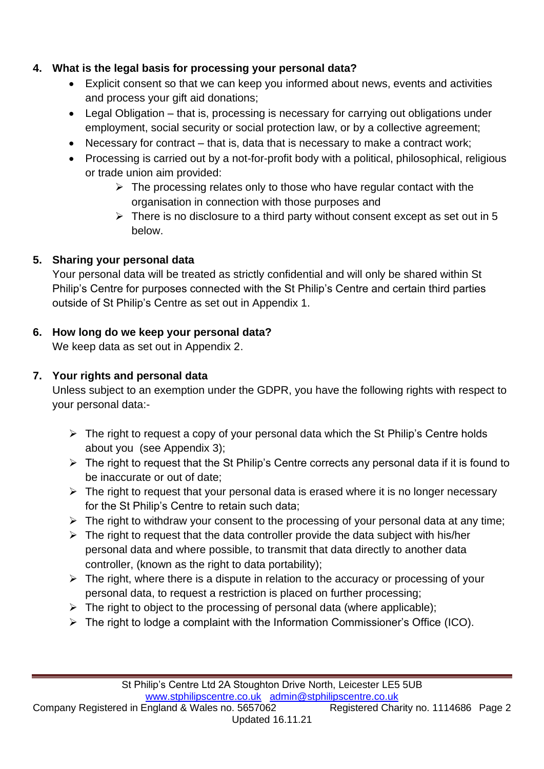## 4. What is the legal basis for processing your personal data?

- Explicit consent so that we can keep you informed about news, events and activities and process your gift aid donations;
- Legal Obligation – that is, processing is necessary for carrying out obligations under employment, social security or social protection law, or by a collective agreement;
- Necessary for contract – that is, data that is necessary to make a contract work;
- Processing is carried out by a not-for-profit body with a political, philosophical, religious or trade union aim provided:
  - The processing relates only to those who have regular contact with the organisation in connection with those purposes and
  - There is no disclosure to a third party without consent except as set out in 5 below.

## 5. Sharing your personal data

Your personal data will be treated as strictly confidential and will only be shared within St Philip's Centre for purposes connected with the St Philip's Centre and certain third parties outside of St Philip's Centre as set out in Appendix 1.

## 6. How long do we keep your personal data?

We keep data as set out in Appendix 2.

## 7. Your rights and personal data

Unless subject to an exemption under the GDPR, you have the following rights with respect to your personal data:-

- The right to request a copy of your personal data which the St Philip's Centre holds about you (see Appendix 3);
- The right to request that the St Philip's Centre corrects any personal data if it is found to be inaccurate or out of date;
- The right to request that your personal data is erased where it is no longer necessary for the St Philip's Centre to retain such data;
- The right to withdraw your consent to the processing of your personal data at any time;
- The right to request that the data controller provide the data subject with his/her personal data and where possible, to transmit that data directly to another data controller, (known as the right to data portability);
- The right, where there is a dispute in relation to the accuracy or processing of your personal data, to request a restriction is placed on further processing;
- The right to object to the processing of personal data (where applicable);
- The right to lodge a complaint with the Information Commissioner's Office (ICO).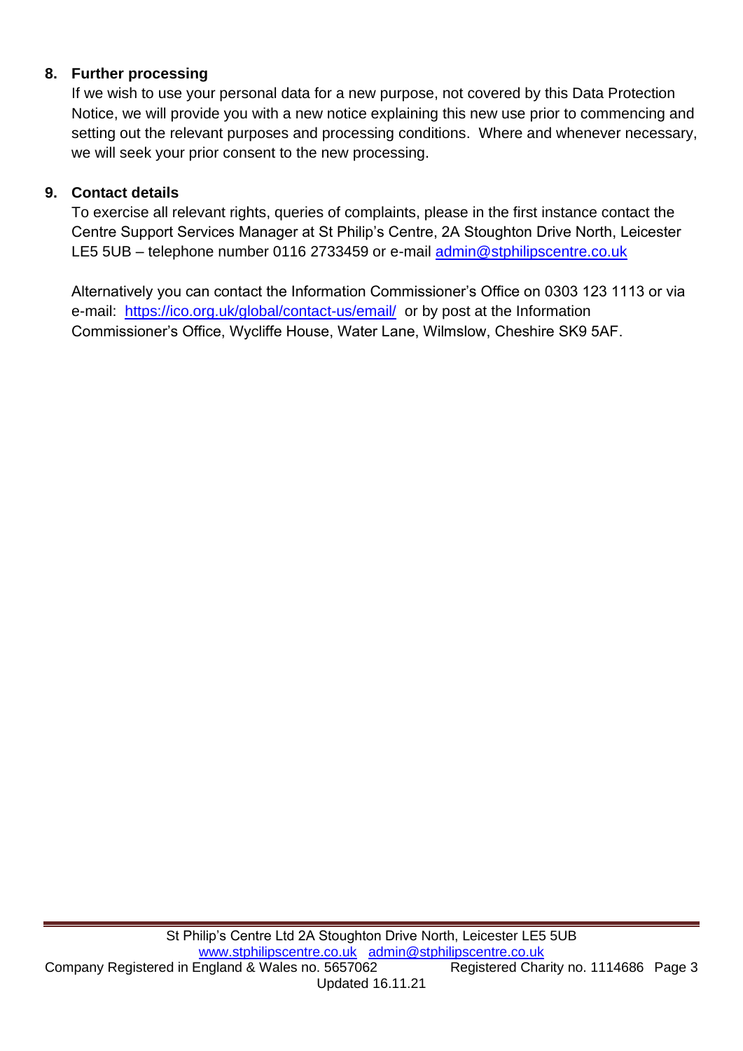## 8. Further processing

If we wish to use your personal data for a new purpose, not covered by this Data Protection Notice, we will provide you with a new notice explaining this new use prior to commencing and setting out the relevant purposes and processing conditions. Where and whenever necessary, we will seek your prior consent to the new processing.

## 9. Contact details

To exercise all relevant rights, queries of complaints, please in the first instance contact the Centre Support Services Manager at St Philip's Centre, 2A Stoughton Drive North, Leicester LE5 5UB – telephone number 0116 2733459 or e-mail admin@stphilipscentre.co.uk

Alternatively you can contact the Information Commissioner's Office on 0303 123 1113 or via e-mail: https://ico.org.uk/global/contact-us/email/ or by post at the Information Commissioner's Office, Wycliffe House, Water Lane, Wilmslow, Cheshire SK9 5AF.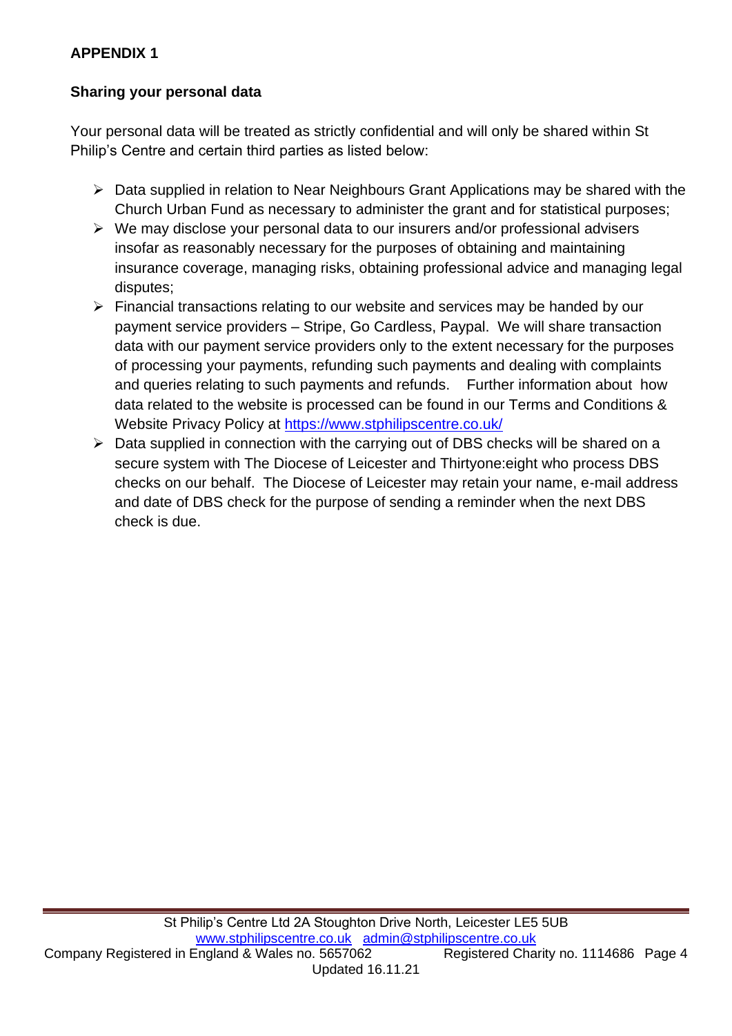## APPENDIX 1

### Sharing your personal data

Your personal data will be treated as strictly confidential and will only be shared within St Philip's Centre and certain third parties as listed below:

- Data supplied in relation to Near Neighbours Grant Applications may be shared with the Church Urban Fund as necessary to administer the grant and for statistical purposes;
- We may disclose your personal data to our insurers and/or professional advisers insofar as reasonably necessary for the purposes of obtaining and maintaining insurance coverage, managing risks, obtaining professional advice and managing legal disputes;
- Financial transactions relating to our website and services may be handed by our payment service providers – Stripe, Go Cardless, Paypal. We will share transaction data with our payment service providers only to the extent necessary for the purposes of processing your payments, refunding such payments and dealing with complaints and queries relating to such payments and refunds. Further information about how data related to the website is processed can be found in our Terms and Conditions & Website Privacy Policy at [https://www.stphilipscentre.co.uk/](https://www.stphilipscentre.co.uk/)
- Data supplied in connection with the carrying out of DBS checks will be shared on a secure system with The Diocese of Leicester and Thirtyone:eight who process DBS checks on our behalf. The Diocese of Leicester may retain your name, e-mail address and date of DBS check for the purpose of sending a reminder when the next DBS check is due.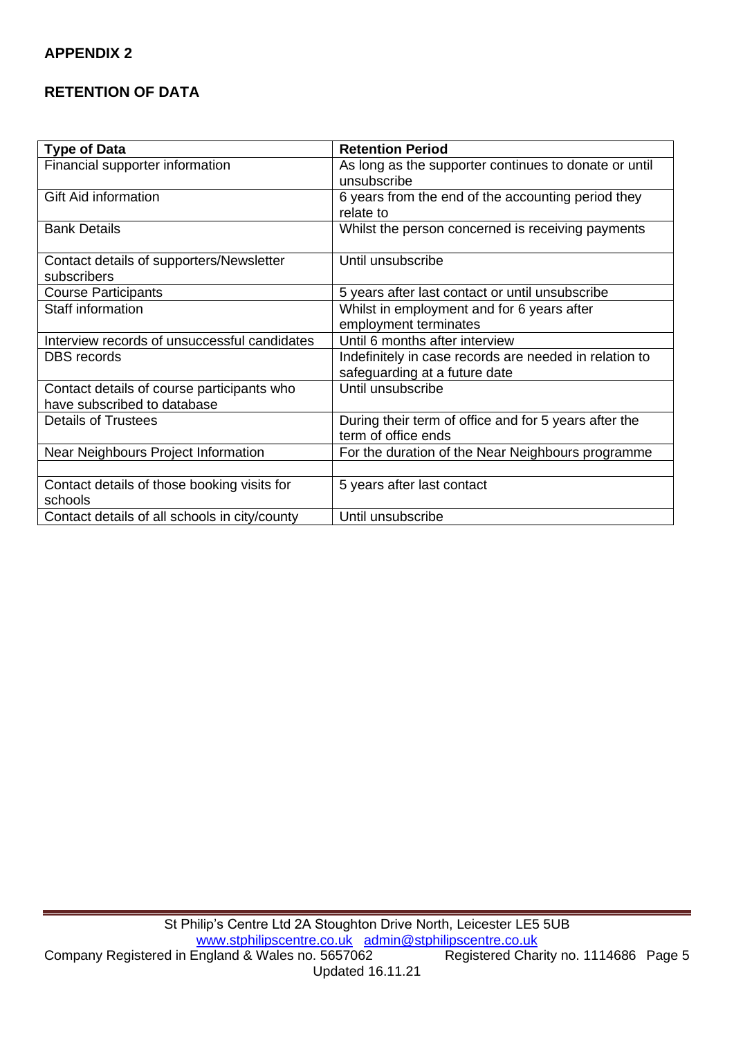## APPENDIX 2

## RETENTION OF DATA

| Type of Data | Retention Period |
|---|---|
| Financial supporter information | As long as the supporter continues to donate or until unsubscribe |
| Gift Aid information | 6 years from the end of the accounting period they relate to |
| Bank Details | Whilst the person concerned is receiving payments |
| Contact details of supporters/Newsletter subscribers | Until unsubscribe |
| Course Participants | 5 years after last contact or until unsubscribe |
| Staff information | Whilst in employment and for 6 years after employment terminates |
| Interview records of unsuccessful candidates | Until 6 months after interview |
| DBS records | Indefinitely in case records are needed in relation to safeguarding at a future date |
| Contact details of course participants who have subscribed to database | Until unsubscribe |
| Details of Trustees | During their term of office and for 5 years after the term of office ends |
| Near Neighbours Project Information | For the duration of the Near Neighbours programme |
| | |
| Contact details of those booking visits for schools | 5 years after last contact |
| Contact details of all schools in city/county | Until unsubscribe |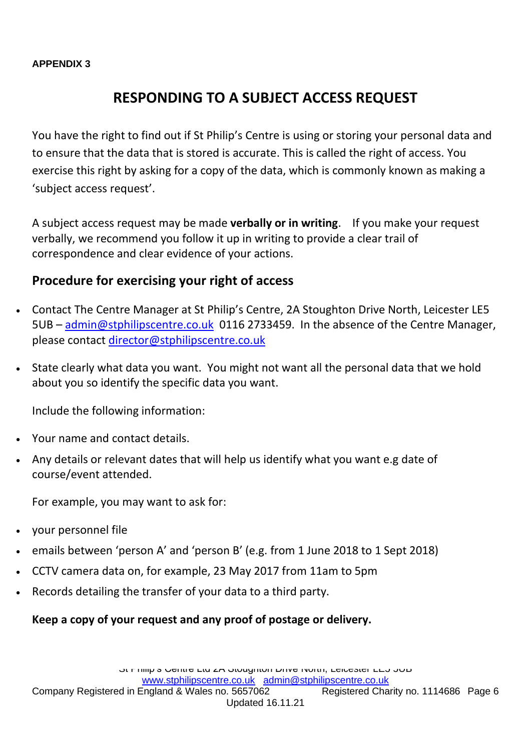**APPENDIX 3**

# RESPONDING TO A SUBJECT ACCESS REQUEST

You have the right to find out if St Philip's Centre is using or storing your personal data and to ensure that the data that is stored is accurate. This is called the right of access. You exercise this right by asking for a copy of the data, which is commonly known as making a 'subject access request'.

A subject access request may be made **verbally or in writing**. If you make your request verbally, we recommend you follow it up in writing to provide a clear trail of correspondence and clear evidence of your actions.

## Procedure for exercising your right of access

- Contact The Centre Manager at St Philip's Centre, 2A Stoughton Drive North, Leicester LE5 5UB – admin@stphilipscentre.co.uk 0116 2733459. In the absence of the Centre Manager, please contact director@stphilipscentre.co.uk
- State clearly what data you want. You might not want all the personal data that we hold about you so identify the specific data you want.

  Include the following information:

- Your name and contact details.
- Any details or relevant dates that will help us identify what you want e.g date of course/event attended.

  For example, you may want to ask for:

- your personnel file
- emails between 'person A' and 'person B' (e.g. from 1 June 2018 to 1 Sept 2018)
- CCTV camera data on, for example, 23 May 2017 from 11am to 5pm
- Records detailing the transfer of your data to a third party.

**Keep a copy of your request and any proof of postage or delivery.**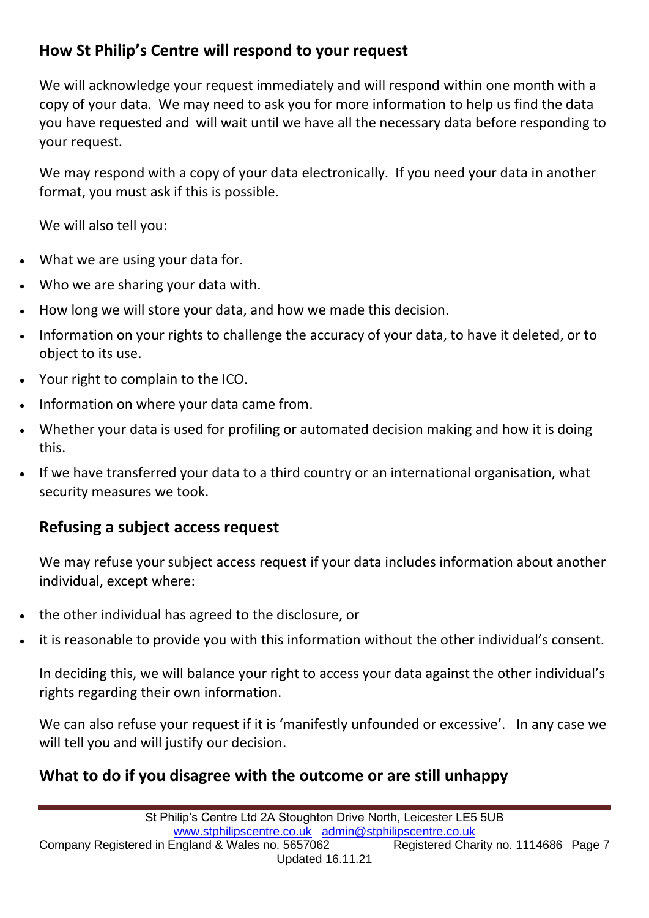## How St Philip's Centre will respond to your request

We will acknowledge your request immediately and will respond within one month with a copy of your data. We may need to ask you for more information to help us find the data you have requested and will wait until we have all the necessary data before responding to your request.

We may respond with a copy of your data electronically. If you need your data in another format, you must ask if this is possible.

We will also tell you:

- What we are using your data for.
- Who we are sharing your data with.
- How long we will store your data, and how we made this decision.
- Information on your rights to challenge the accuracy of your data, to have it deleted, or to object to its use.
- Your right to complain to the ICO.
- Information on where your data came from.
- Whether your data is used for profiling or automated decision making and how it is doing this.
- If we have transferred your data to a third country or an international organisation, what security measures we took.

## Refusing a subject access request

We may refuse your subject access request if your data includes information about another individual, except where:

- the other individual has agreed to the disclosure, or
- it is reasonable to provide you with this information without the other individual's consent.

In deciding this, we will balance your right to access your data against the other individual's rights regarding their own information.

We can also refuse your request if it is 'manifestly unfounded or excessive'. In any case we will tell you and will justify our decision.

## What to do if you disagree with the outcome or are still unhappy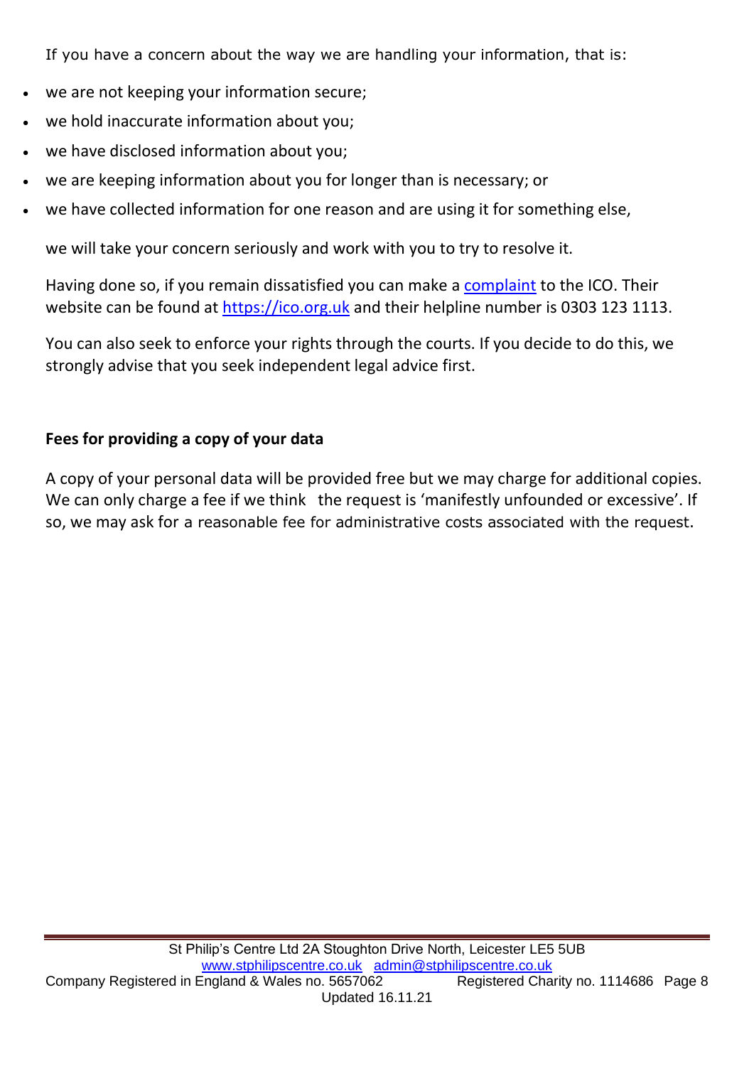If you have a concern about the way we are handling your information, that is:

- we are not keeping your information secure;
- we hold inaccurate information about you;
- we have disclosed information about you;
- we are keeping information about you for longer than is necessary; or
- we have collected information for one reason and are using it for something else,

we will take your concern seriously and work with you to try to resolve it.

Having done so, if you remain dissatisfied you can make a complaint to the ICO. Their website can be found at https://ico.org.uk and their helpline number is 0303 123 1113.

You can also seek to enforce your rights through the courts. If you decide to do this, we strongly advise that you seek independent legal advice first.

**Fees for providing a copy of your data**

A copy of your personal data will be provided free but we may charge for additional copies. We can only charge a fee if we think the request is 'manifestly unfounded or excessive'. If so, we may ask for a reasonable fee for administrative costs associated with the request.